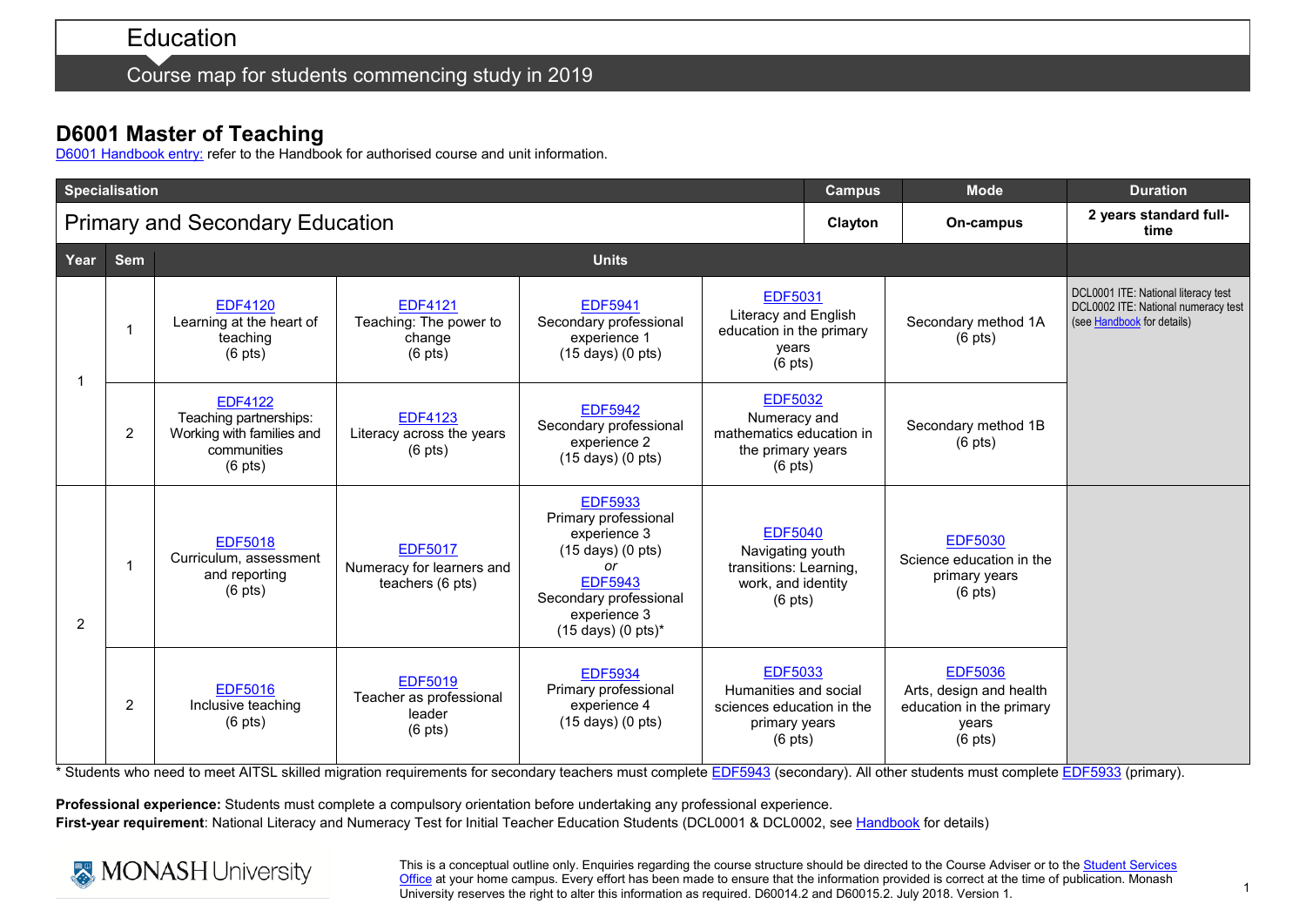# Education

## Course map for students commencing study in 2019

## D6001 Master of Teaching

D6001 Handbook entry: refer to the Handbook for authorised course and unit information.

| Specialisation | Campus | Mode | Duration |
|---|---|---|---|
| Primary and Secondary Education | Clayton | On-campus | 2 years standard full-time |

| Year | Sem | Units | | | | | |
|---|---|---|---|---|---|---|---|
| 1 | 1 | EDF4120 Learning at the heart of teaching (6 pts) | EDF4121 Teaching: The power to change (6 pts) | EDF5941 Secondary professional experience 1 (15 days) (0 pts) | EDF5031 Literacy and English education in the primary years (6 pts) | Secondary method 1A (6 pts) | DCL0001 ITE: National literacy test DCL0002 ITE: National numeracy test (see Handbook for details) |
| | 2 | EDF4122 Teaching partnerships: Working with families and communities (6 pts) | EDF4123 Literacy across the years (6 pts) | EDF5942 Secondary professional experience 2 (15 days) (0 pts) | EDF5032 Numeracy and mathematics education in the primary years (6 pts) | Secondary method 1B (6 pts) | |
| 2 | 1 | EDF5018 Curriculum, assessment and reporting (6 pts) | EDF5017 Numeracy for learners and teachers (6 pts) | EDF5933 Primary professional experience 3 (15 days) (0 pts) *or* EDF5943 Secondary professional experience 3 (15 days) (0 pts)* | EDF5040 Navigating youth transitions: Learning, work, and identity (6 pts) | EDF5030 Science education in the primary years (6 pts) | |
| | 2 | EDF5016 Inclusive teaching (6 pts) | EDF5019 Teacher as professional leader (6 pts) | EDF5934 Primary professional experience 4 (15 days) (0 pts) | EDF5033 Humanities and social sciences education in the primary years (6 pts) | EDF5036 Arts, design and health education in the primary years (6 pts) | |

* Students who need to meet AITSL skilled migration requirements for secondary teachers must complete EDF5943 (secondary). All other students must complete EDF5933 (primary).

**Professional experience:** Students must complete a compulsory orientation before undertaking any professional experience.

**First-year requirement**: National Literacy and Numeracy Test for Initial Teacher Education Students (DCL0001 & DCL0002, see Handbook for details)

MONASH University

This is a conceptual outline only. Enquiries regarding the course structure should be directed to the Course Adviser or to the Student Services Office at your home campus. Every effort has been made to ensure that the information provided is correct at the time of publication. Monash University reserves the right to alter this information as required. D60014.2 and D60015.2. July 2018. Version 1.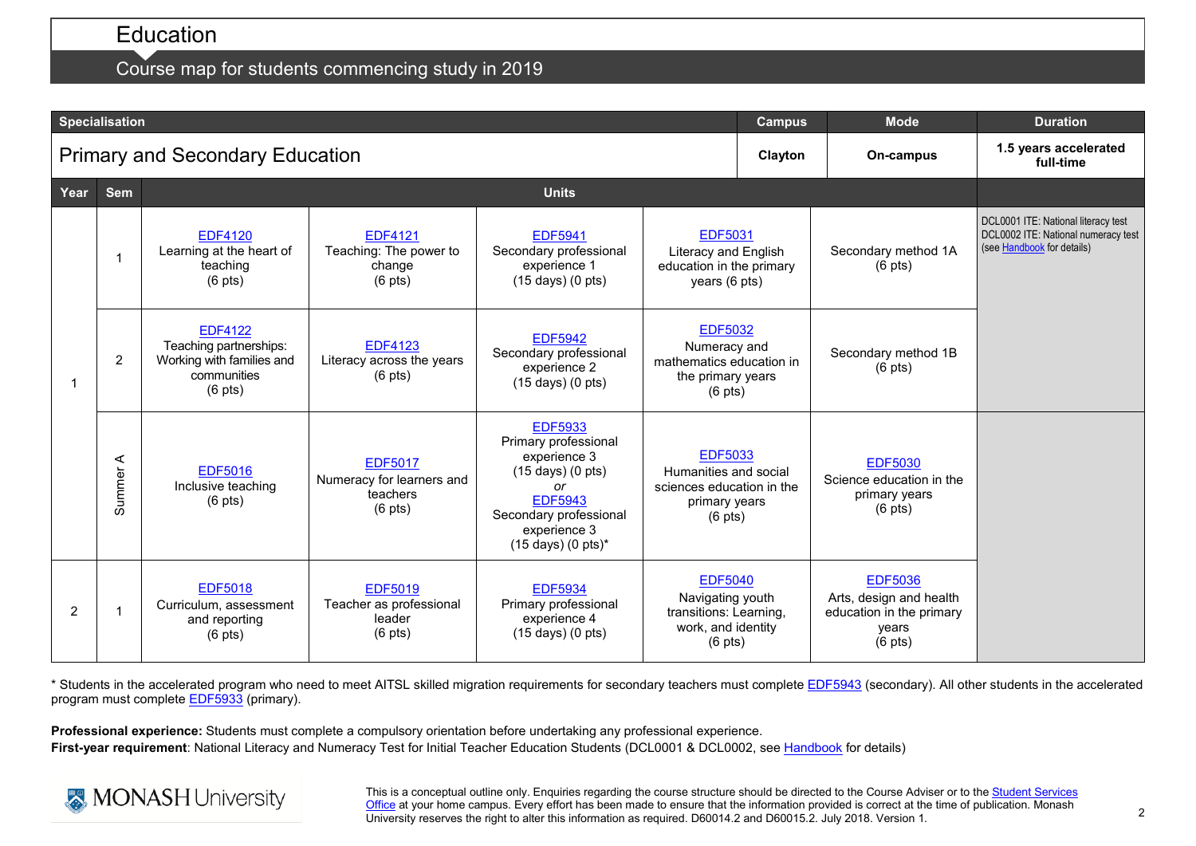# Education

## Course map for students commencing study in 2019

| Specialisation | | | | | | | Campus | Mode | Duration |
|---|---|---|---|---|---|---|---|---|---|
| Primary and Secondary Education | | | | | | | Clayton | On-campus | 1.5 years accelerated full-time |

| Year | Sem | Units | | | | | |
|---|---|---|---|---|---|---|---|
| 1 | 1 | EDF4120 Learning at the heart of teaching (6 pts) | EDF4121 Teaching: The power to change (6 pts) | EDF5941 Secondary professional experience 1 (15 days) (0 pts) | EDF5031 Literacy and English education in the primary years (6 pts) | Secondary method 1A (6 pts) | DCL0001 ITE: National literacy test DCL0002 ITE: National numeracy test (see Handbook for details) |
| 1 | 2 | EDF4122 Teaching partnerships: Working with families and communities (6 pts) | EDF4123 Literacy across the years (6 pts) | EDF5942 Secondary professional experience 2 (15 days) (0 pts) | EDF5032 Numeracy and mathematics education in the primary years (6 pts) | Secondary method 1B (6 pts) | |
| 1 | Summer A | EDF5016 Inclusive teaching (6 pts) | EDF5017 Numeracy for learners and teachers (6 pts) | EDF5933 Primary professional experience 3 (15 days) (0 pts) *or* EDF5943 Secondary professional experience 3 (15 days) (0 pts)* | EDF5033 Humanities and social sciences education in the primary years (6 pts) | EDF5030 Science education in the primary years (6 pts) | |
| 2 | 1 | EDF5018 Curriculum, assessment and reporting (6 pts) | EDF5019 Teacher as professional leader (6 pts) | EDF5934 Primary professional experience 4 (15 days) (0 pts) | EDF5040 Navigating youth transitions: Learning, work, and identity (6 pts) | EDF5036 Arts, design and health education in the primary years (6 pts) | |

* Students in the accelerated program who need to meet AITSL skilled migration requirements for secondary teachers must complete EDF5943 (secondary). All other students in the accelerated program must complete EDF5933 (primary).

**Professional experience:** Students must complete a compulsory orientation before undertaking any professional experience.

**First-year requirement**: National Literacy and Numeracy Test for Initial Teacher Education Students (DCL0001 & DCL0002, see Handbook for details)

MONASH University

This is a conceptual outline only. Enquiries regarding the course structure should be directed to the Course Adviser or to the Student Services Office at your home campus. Every effort has been made to ensure that the information provided is correct at the time of publication. Monash University reserves the right to alter this information as required. D60014.2 and D60015.2. July 2018. Version 1.